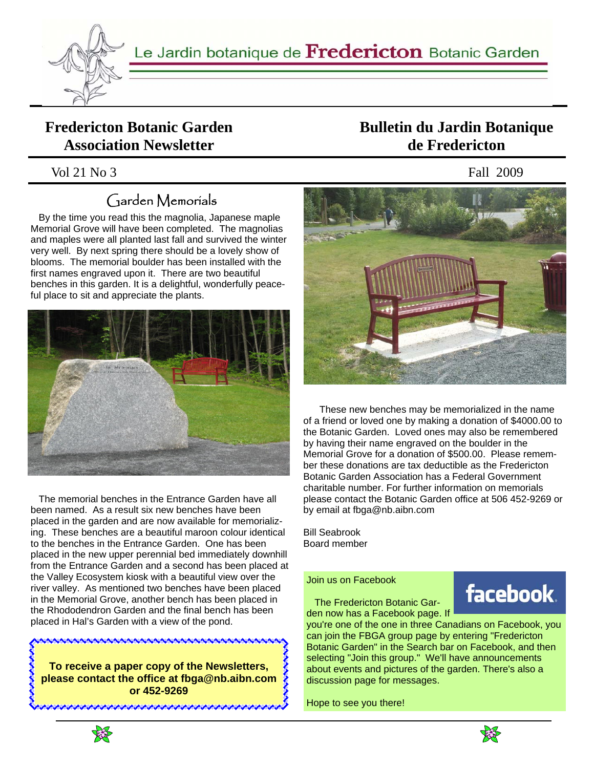Le Jardin botanique de **Fredericton** Botanic Garden

# Fredericton Botanic Garden Association Newsletter

# Bulletin du Jardin Botanique de Fredericton

Vol 21 No 3 — Fall 2009

## Garden Memorials

By the time you read this the magnolia, Japanese maple Memorial Grove will have been completed. The magnolias and maples were all planted last fall and survived the winter very well. By next spring there should be a lovely show of blooms. The memorial boulder has been installed with the first names engraved upon it. There are two beautiful benches in this garden. It is a delightful, wonderfully peaceful place to sit and appreciate the plants.

The memorial benches in the Entrance Garden have all been named. As a result six new benches have been placed in the garden and are now available for memorializing. These benches are a beautiful maroon colour identical to the benches in the Entrance Garden. One has been placed in the new upper perennial bed immediately downhill from the Entrance Garden and a second has been placed at the Valley Ecosystem kiosk with a beautiful view over the river valley. As mentioned two benches have been placed in the Memorial Grove, another bench has been placed in the Rhododendron Garden and the final bench has been placed in Hal's Garden with a view of the pond.

These new benches may be memorialized in the name of a friend or loved one by making a donation of $4000.00 to the Botanic Garden. Loved ones may also be remembered by having their name engraved on the boulder in the Memorial Grove for a donation of $500.00. Please remember these donations are tax deductible as the Fredericton Botanic Garden Association has a Federal Government charitable number. For further information on memorials please contact the Botanic Garden office at 506 452-9269 or by email at fbga@nb.aibn.com

Bill Seabrook
Board member

**To receive a paper copy of the Newsletters, please contact the office at fbga@nb.aibn.com or 452-9269**

Join us on Facebook

The Fredericton Botanic Garden now has a Facebook page. If you're one of the one in three Canadians on Facebook, you can join the FBGA group page by entering "Fredericton Botanic Garden" in the Search bar on Facebook, and then selecting "Join this group." We'll have announcements about events and pictures of the garden. There's also a discussion page for messages.

Hope to see you there!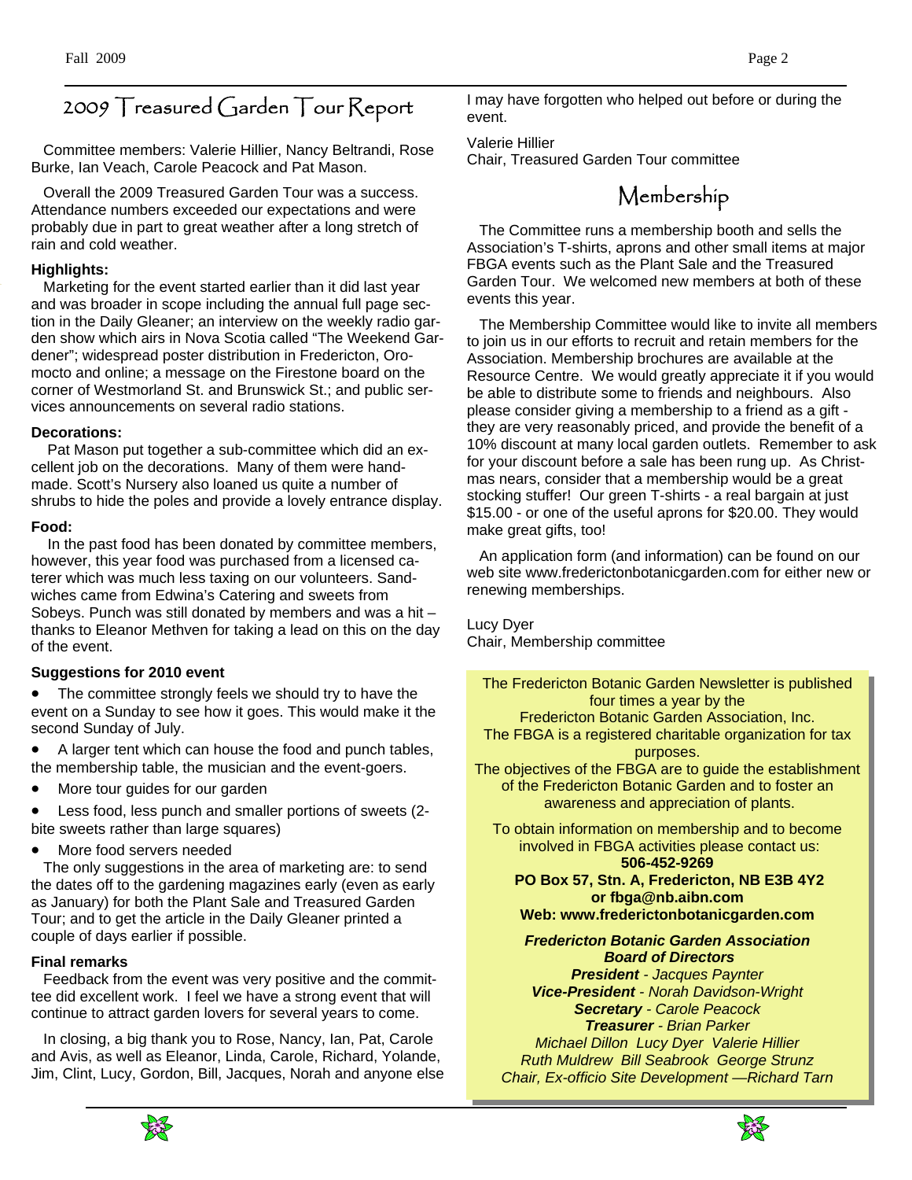# 2009 Treasured Garden Tour Report

Committee members: Valerie Hillier, Nancy Beltrandi, Rose Burke, Ian Veach, Carole Peacock and Pat Mason.

Overall the 2009 Treasured Garden Tour was a success. Attendance numbers exceeded our expectations and were probably due in part to great weather after a long stretch of rain and cold weather.

**Highlights:**

Marketing for the event started earlier than it did last year and was broader in scope including the annual full page section in the Daily Gleaner; an interview on the weekly radio garden show which airs in Nova Scotia called "The Weekend Gardener"; widespread poster distribution in Fredericton, Oromocto and online; a message on the Firestone board on the corner of Westmorland St. and Brunswick St.; and public services announcements on several radio stations.

**Decorations:**

Pat Mason put together a sub-committee which did an excellent job on the decorations. Many of them were handmade. Scott's Nursery also loaned us quite a number of shrubs to hide the poles and provide a lovely entrance display.

**Food:**

In the past food has been donated by committee members, however, this year food was purchased from a licensed caterer which was much less taxing on our volunteers. Sandwiches came from Edwina's Catering and sweets from Sobeys. Punch was still donated by members and was a hit – thanks to Eleanor Methven for taking a lead on this on the day of the event.

**Suggestions for 2010 event**

- The committee strongly feels we should try to have the event on a Sunday to see how it goes. This would make it the second Sunday of July.
- A larger tent which can house the food and punch tables, the membership table, the musician and the event-goers.
- More tour guides for our garden
- Less food, less punch and smaller portions of sweets (2-bite sweets rather than large squares)
- More food servers needed

The only suggestions in the area of marketing are: to send the dates off to the gardening magazines early (even as early as January) for both the Plant Sale and Treasured Garden Tour; and to get the article in the Daily Gleaner printed a couple of days earlier if possible.

**Final remarks**

Feedback from the event was very positive and the committee did excellent work. I feel we have a strong event that will continue to attract garden lovers for several years to come.

In closing, a big thank you to Rose, Nancy, Ian, Pat, Carole and Avis, as well as Eleanor, Linda, Carole, Richard, Yolande, Jim, Clint, Lucy, Gordon, Bill, Jacques, Norah and anyone else I may have forgotten who helped out before or during the event.

Valerie Hillier
Chair, Treasured Garden Tour committee

# Membership

The Committee runs a membership booth and sells the Association's T-shirts, aprons and other small items at major FBGA events such as the Plant Sale and the Treasured Garden Tour. We welcomed new members at both of these events this year.

The Membership Committee would like to invite all members to join us in our efforts to recruit and retain members for the Association. Membership brochures are available at the Resource Centre. We would greatly appreciate it if you would be able to distribute some to friends and neighbours. Also please consider giving a membership to a friend as a gift - they are very reasonably priced, and provide the benefit of a 10% discount at many local garden outlets. Remember to ask for your discount before a sale has been rung up. As Christmas nears, consider that a membership would be a great stocking stuffer! Our green T-shirts - a real bargain at just $15.00 - or one of the useful aprons for $20.00. They would make great gifts, too!

An application form (and information) can be found on our web site www.frederictonbotanicgarden.com for either new or renewing memberships.

Lucy Dyer
Chair, Membership committee

---

The Fredericton Botanic Garden Newsletter is published four times a year by the Fredericton Botanic Garden Association, Inc.
The FBGA is a registered charitable organization for tax purposes.
The objectives of the FBGA are to guide the establishment of the Fredericton Botanic Garden and to foster an awareness and appreciation of plants.

To obtain information on membership and to become involved in FBGA activities please contact us:
**506-452-9269**
**PO Box 57, Stn. A, Fredericton, NB E3B 4Y2**
**or fbga@nb.aibn.com**
**Web: www.frederictonbotanicgarden.com**

***Fredericton Botanic Garden Association***
***Board of Directors***
***President*** *- Jacques Paynter*
***Vice-President*** *- Norah Davidson-Wright*
***Secretary*** *- Carole Peacock*
***Treasurer*** *- Brian Parker*
*Michael Dillon Lucy Dyer Valerie Hillier*
*Ruth Muldrew Bill Seabrook George Strunz*
*Chair, Ex-officio Site Development —Richard Tarn*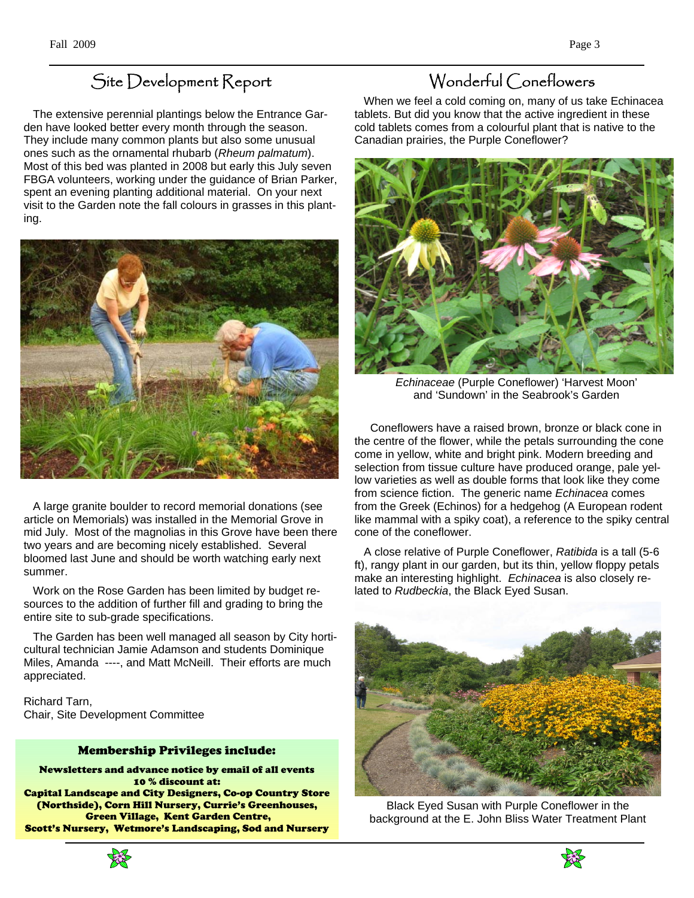## Site Development Report

The extensive perennial plantings below the Entrance Garden have looked better every month through the season. They include many common plants but also some unusual ones such as the ornamental rhubarb (*Rheum palmatum*). Most of this bed was planted in 2008 but early this July seven FBGA volunteers, working under the guidance of Brian Parker, spent an evening planting additional material. On your next visit to the Garden note the fall colours in grasses in this planting.

A large granite boulder to record memorial donations (see article on Memorials) was installed in the Memorial Grove in mid July. Most of the magnolias in this Grove have been there two years and are becoming nicely established. Several bloomed last June and should be worth watching early next summer.

Work on the Rose Garden has been limited by budget resources to the addition of further fill and grading to bring the entire site to sub-grade specifications.

The Garden has been well managed all season by City horticultural technician Jamie Adamson and students Dominique Miles, Amanda ----, and Matt McNeill. Their efforts are much appreciated.

Richard Tarn,
Chair, Site Development Committee

**Membership Privileges include:**

**Newsletters and advance notice by email of all events**
**10 % discount at:**
**Capital Landscape and City Designers, Co-op Country Store (Northside), Corn Hill Nursery, Currie's Greenhouses, Green Village, Kent Garden Centre, Scott's Nursery, Wetmore's Landscaping, Sod and Nursery**

## Wonderful Coneflowers

When we feel a cold coming on, many of us take Echinacea tablets. But did you know that the active ingredient in these cold tablets comes from a colourful plant that is native to the Canadian prairies, the Purple Coneflower?

*Echinaceae* (Purple Coneflower) 'Harvest Moon' and 'Sundown' in the Seabrook's Garden

Coneflowers have a raised brown, bronze or black cone in the centre of the flower, while the petals surrounding the cone come in yellow, white and bright pink. Modern breeding and selection from tissue culture have produced orange, pale yellow varieties as well as double forms that look like they come from science fiction. The generic name *Echinacea* comes from the Greek (Echinos) for a hedgehog (A European rodent like mammal with a spiky coat), a reference to the spiky central cone of the coneflower.

A close relative of Purple Coneflower, *Ratibida* is a tall (5-6 ft), rangy plant in our garden, but its thin, yellow floppy petals make an interesting highlight. *Echinacea* is also closely related to *Rudbeckia*, the Black Eyed Susan.

Black Eyed Susan with Purple Coneflower in the background at the E. John Bliss Water Treatment Plant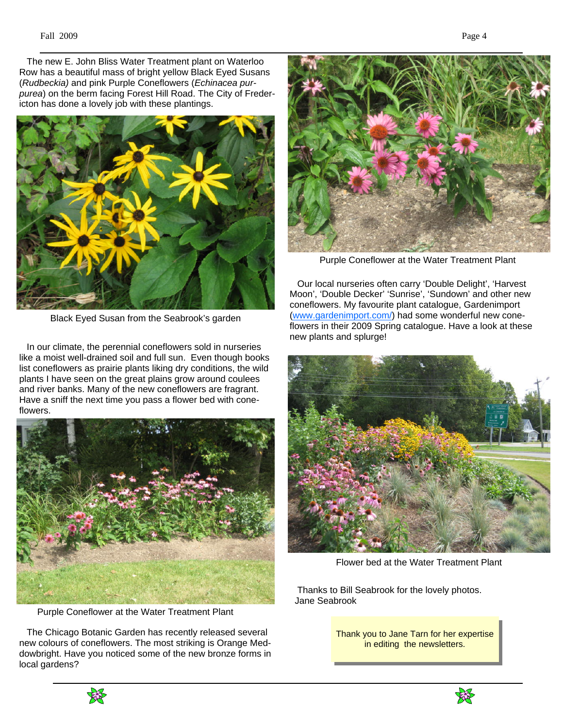The new E. John Bliss Water Treatment plant on Waterloo Row has a beautiful mass of bright yellow Black Eyed Susans (*Rudbeckia)* and pink Purple Coneflowers (*Echinacea purpurea*) on the berm facing Forest Hill Road. The City of Fredericton has done a lovely job with these plantings.

Black Eyed Susan from the Seabrook's garden

In our climate, the perennial coneflowers sold in nurseries like a moist well-drained soil and full sun. Even though books list coneflowers as prairie plants liking dry conditions, the wild plants I have seen on the great plains grow around coulees and river banks. Many of the new coneflowers are fragrant. Have a sniff the next time you pass a flower bed with coneflowers.

Purple Coneflower at the Water Treatment Plant

The Chicago Botanic Garden has recently released several new colours of coneflowers. The most striking is Orange Meddowbright. Have you noticed some of the new bronze forms in local gardens?

Purple Coneflower at the Water Treatment Plant

Our local nurseries often carry 'Double Delight', 'Harvest Moon', 'Double Decker' 'Sunrise', 'Sundown' and other new coneflowers. My favourite plant catalogue, Gardenimport ([www.gardenimport.com/](http://www.gardenimport.com/)) had some wonderful new coneflowers in their 2009 Spring catalogue. Have a look at these new plants and splurge!

Flower bed at the Water Treatment Plant

Thanks to Bill Seabrook for the lovely photos.
Jane Seabrook

Thank you to Jane Tarn for her expertise in editing the newsletters.